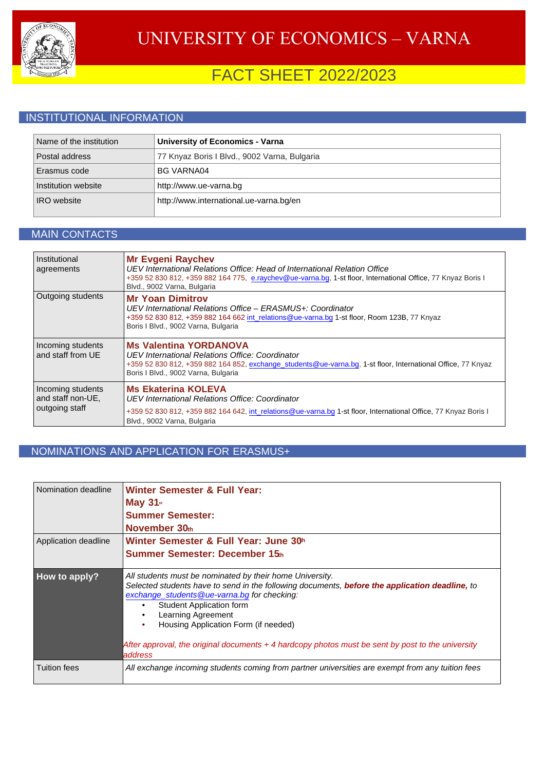# UNIVERSITY OF ECONOMICS – VARNA

## FACT SHEET 2022/2023

## INSTITUTIONAL INFORMATION

| Name of the institution | **University of Economics - Varna** |
| --- | --- |
| Postal address | 77 Knyaz Boris I Blvd., 9002 Varna, Bulgaria |
| Erasmus code | BG VARNA04 |
| Institution website | http://www.ue-varna.bg |
| IRO website | http://www.international.ue-varna.bg/en |

## MAIN CONTACTS

| Institutional agreements | **Mr Evgeni Raychev**<br>*UEV International Relations Office: Head of International Relation Office*<br>+359 52 830 812, +359 882 164 775, e.raychev@ue-varna.bg, 1-st floor, International Office, 77 Knyaz Boris I Blvd., 9002 Varna, Bulgaria |
| --- | --- |
| Outgoing students | **Mr Yoan Dimitrov**<br>*UEV International Relations Office – ERASMUS+: Coordinator*<br>+359 52 830 812, +359 882 164 662 int_relations@ue-varna.bg 1-st floor, Room 123B, 77 Knyaz Boris I Blvd., 9002 Varna, Bulgaria |
| Incoming students and staff from UE | **Ms Valentina YORDANOVA**<br>*UEV International Relations Office: Coordinator*<br>+359 52 830 812, +359 882 164 852, exchange_students@ue-varna.bg, 1-st floor, International Office, 77 Knyaz Boris I Blvd., 9002 Varna, Bulgaria |
| Incoming students and staff non-UE, outgoing staff | **Ms Ekaterina KOLEVA**<br>*UEV International Relations Office: Coordinator*<br>+359 52 830 812, +359 882 164 642, int_relations@ue-varna.bg 1-st floor, International Office, 77 Knyaz Boris I Blvd., 9002 Varna, Bulgaria |

## NOMINATIONS AND APPLICATION FOR ERASMUS+

| Nomination deadline | **Winter Semester & Full Year:**<br>**May 31st**<br>**Summer Semester:**<br>**November 30th** |
| --- | --- |
| Application deadline | **Winter Semester & Full Year: June 30th**<br>**Summer Semester: December 15th** |
| **How to apply?** | *All students must be nominated by their home University.*<br>*Selected students have to send in the following documents,* ***before the application deadline,*** *to exchange_students@ue-varna.bg for checking:*<br>• Student Application form<br>• Learning Agreement<br>• Housing Application Form (if needed)<br><br>*After approval, the original documents + 4 hardcopy photos must be sent by post to the university address* |
| Tuition fees | *All exchange incoming students coming from partner universities are exempt from any tuition fees* |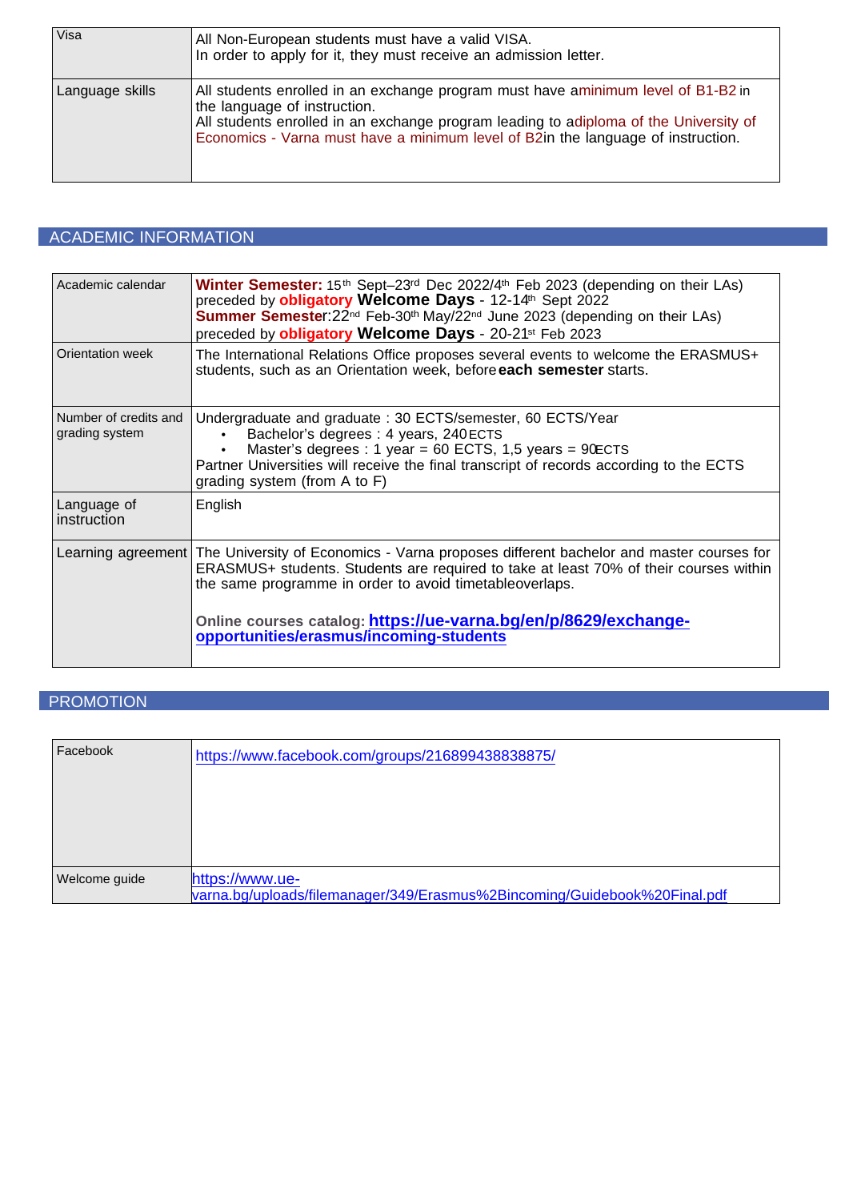| | |
|---|---|
| Visa | All Non-European students must have a valid VISA.<br>In order to apply for it, they must receive an admission letter. |
| Language skills | All students enrolled in an exchange program must have aminimum level of B1-B2 in the language of instruction.<br>All students enrolled in an exchange program leading to adiploma of the University of Economics - Varna must have a minimum level of B2in the language of instruction. |

## ACADEMIC INFORMATION

| | |
|---|---|
| Academic calendar | **Winter Semester:** 15th Sept–23rd Dec 2022/4th Feb 2023 (depending on their LAs) preceded by **obligatory** **Welcome Days** - 12-14th Sept 2022<br>**Summer Semester**:22nd Feb-30th May/22nd June 2023 (depending on their LAs) preceded by **obligatory** **Welcome Days** - 20-21st Feb 2023 |
| Orientation week | The International Relations Office proposes several events to welcome the ERASMUS+ students, such as an Orientation week, before **each semester** starts. |
| Number of credits and grading system | Undergraduate and graduate : 30 ECTS/semester, 60 ECTS/Year<br>• Bachelor's degrees : 4 years, 240 ECTS<br>• Master's degrees : 1 year = 60 ECTS, 1,5 years = 90ECTS<br>Partner Universities will receive the final transcript of records according to the ECTS grading system (from A to F) |
| Language of instruction | English |
| Learning agreement | The University of Economics - Varna proposes different bachelor and master courses for ERASMUS+ students. Students are required to take at least 70% of their courses within the same programme in order to avoid timetableoverlaps.<br><br>**Online courses catalog:** **https://ue-varna.bg/en/p/8629/exchange-opportunities/erasmus/incoming-students** |

## PROMOTION

| | |
|---|---|
| Facebook | https://www.facebook.com/groups/216899438838875/ |
| Welcome guide | https://www.ue-varna.bg/uploads/filemanager/349/Erasmus%2Bincoming/Guidebook%20Final.pdf |